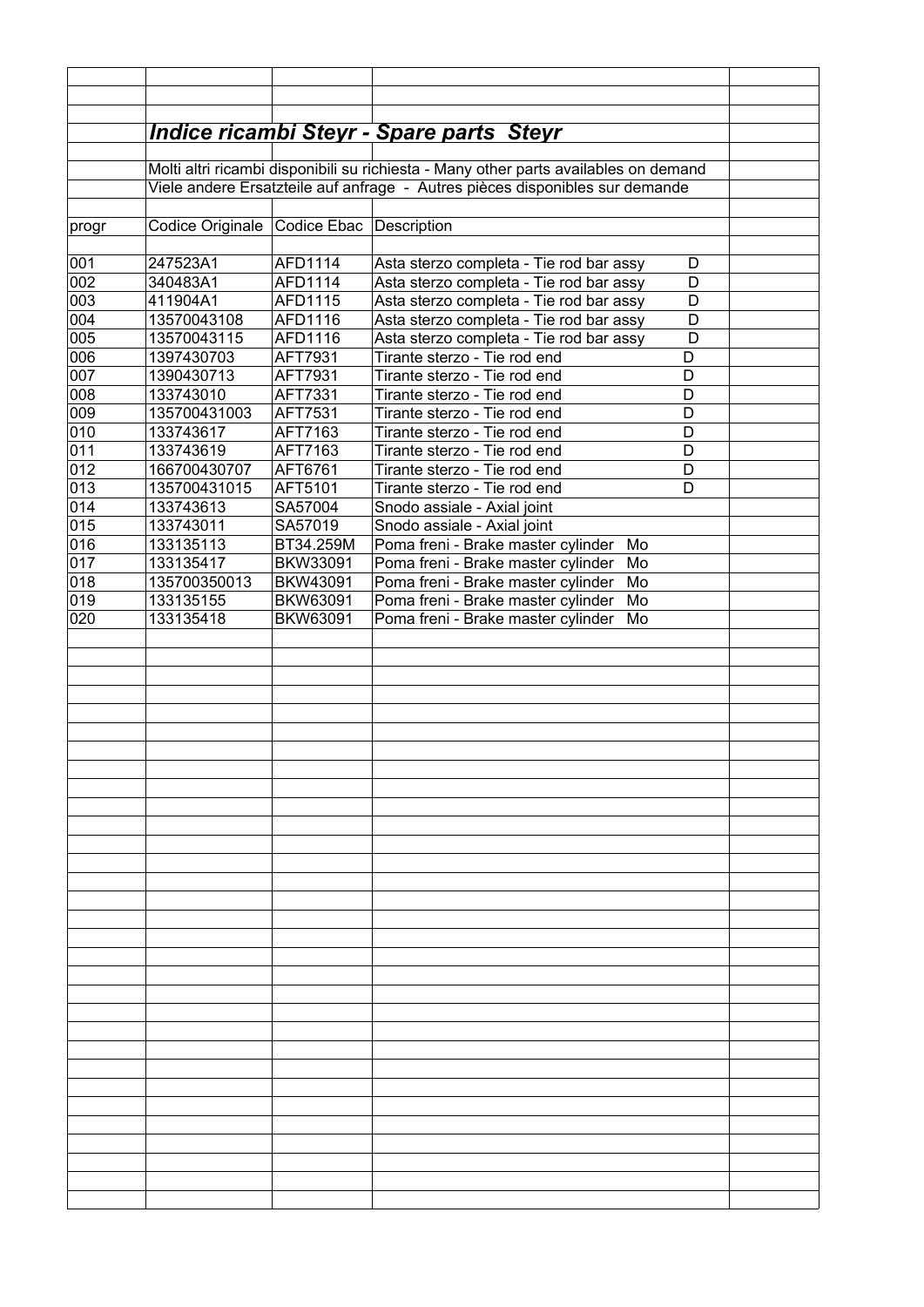## *Indice ricambi Steyr - Spare parts Steyr*

Molti altri ricambi disponibili su richiesta - Many other parts availables on demand

Viele andere Ersatzteile auf anfrage - Autres pièces disponibles sur demande

| progr | Codice Originale | Codice Ebac | Description |
|---|---|---|---|
| 001 | 247523A1 | AFD1114 | Asta sterzo completa - Tie rod bar assy D |
| 002 | 340483A1 | AFD1114 | Asta sterzo completa - Tie rod bar assy D |
| 003 | 411904A1 | AFD1115 | Asta sterzo completa - Tie rod bar assy D |
| 004 | 13570043108 | AFD1116 | Asta sterzo completa - Tie rod bar assy D |
| 005 | 13570043115 | AFD1116 | Asta sterzo completa - Tie rod bar assy D |
| 006 | 1397430703 | AFT7931 | Tirante sterzo - Tie rod end D |
| 007 | 1390430713 | AFT7931 | Tirante sterzo - Tie rod end D |
| 008 | 133743010 | AFT7331 | Tirante sterzo - Tie rod end D |
| 009 | 135700431003 | AFT7531 | Tirante sterzo - Tie rod end D |
| 010 | 133743617 | AFT7163 | Tirante sterzo - Tie rod end D |
| 011 | 133743619 | AFT7163 | Tirante sterzo - Tie rod end D |
| 012 | 166700430707 | AFT6761 | Tirante sterzo - Tie rod end D |
| 013 | 135700431015 | AFT5101 | Tirante sterzo - Tie rod end D |
| 014 | 133743613 | SA57004 | Snodo assiale - Axial joint |
| 015 | 133743011 | SA57019 | Snodo assiale - Axial joint |
| 016 | 133135113 | BT34.259M | Poma freni - Brake master cylinder Mo |
| 017 | 133135417 | BKW33091 | Poma freni - Brake master cylinder Mo |
| 018 | 135700350013 | BKW43091 | Poma freni - Brake master cylinder Mo |
| 019 | 133135155 | BKW63091 | Poma freni - Brake master cylinder Mo |
| 020 | 133135418 | BKW63091 | Poma freni - Brake master cylinder Mo |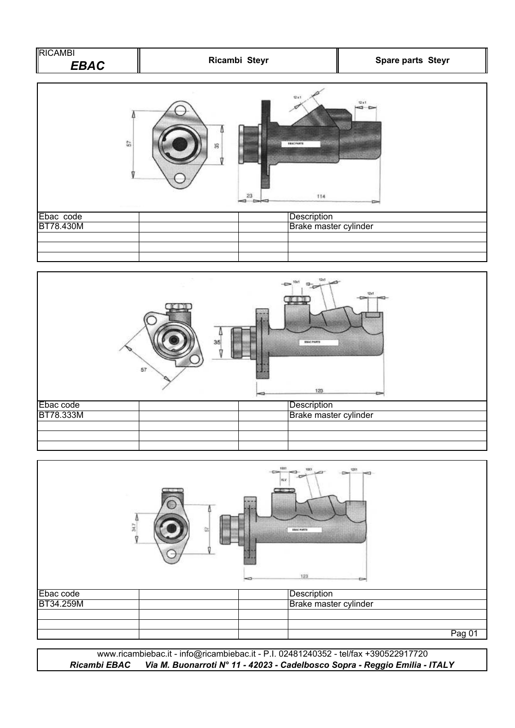| RICAMBI *EBAC* | Ricambi Steyr | Spare parts Steyr |
|---|---|---|

57

35

23

114

12 x 1

12 x 1

EBAC PARTS

| Ebac code | | | Description |
|---|---|---|---|
| BT78.430M | | | Brake master cylinder |
| | | | |
| | | | |
| | | | |

35

57

123

10x1

12x1

12x1

EBAC PARTS

| Ebac code | | | Description |
|---|---|---|---|
| BT78.333M | | | Brake master cylinder |
| | | | |
| | | | |
| | | | |

34.7

57

123

10X1

10X1

12X1

VLV

EBAC PARTS

| Ebac code | | | Description |
|---|---|---|---|
| BT34.259M | | | Brake master cylinder |
| | | | |
| | | | |
| | | | |

www.ricambiebac.it - info@ricambiebac.it - P.I. 02481240352 - tel/fax +390522917720

***Ricambi EBAC Via M. Buonarroti N° 11 - 42023 - Cadelbosco Sopra - Reggio Emilia - ITALY***